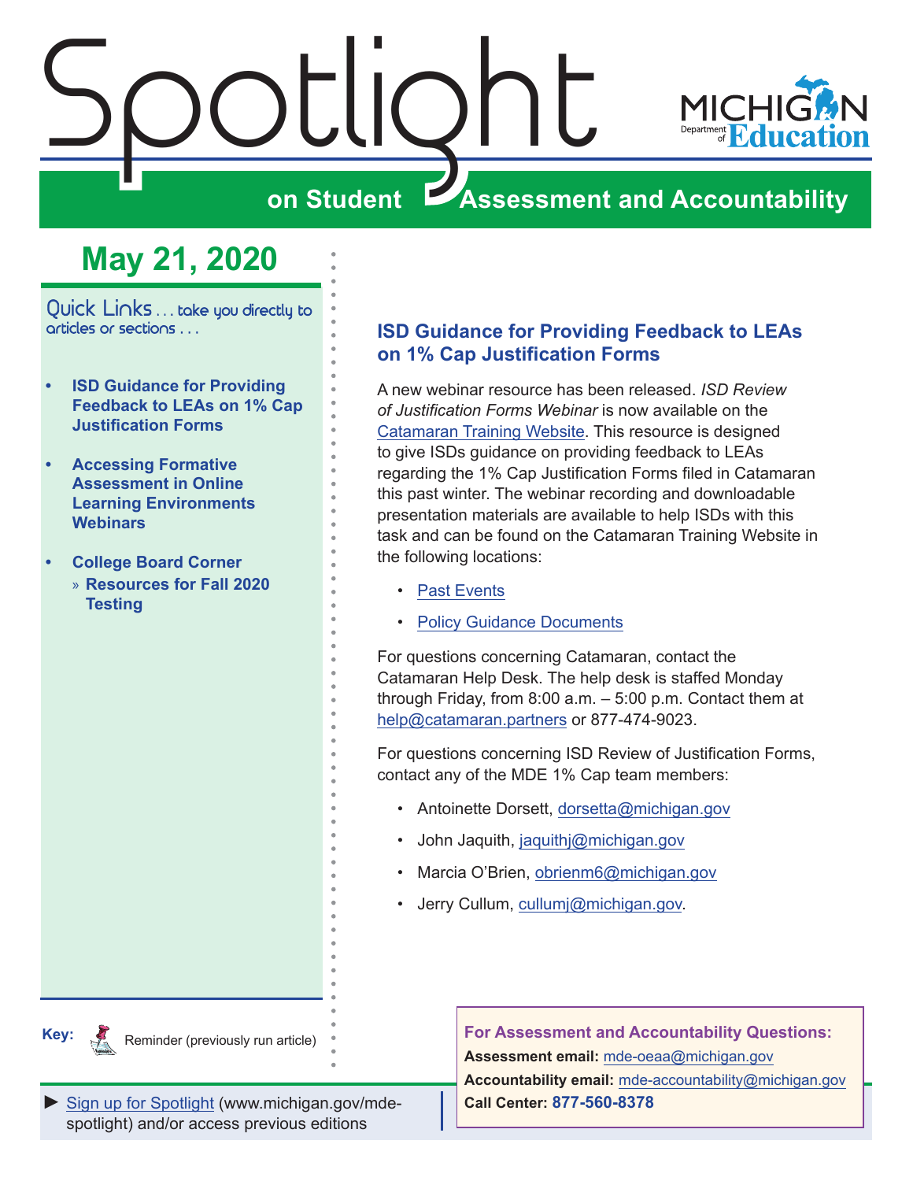# Spotlight on Student Assessment and Accountability

MICHIGAN Department of Education

## May 21, 2020

Quick Links . . . take you directly to articles or sections . . .

- **ISD Guidance for Providing Feedback to LEAs on 1% Cap Justification Forms**
- **Accessing Formative Assessment in Online Learning Environments Webinars**
- **College Board Corner**
  - » **Resources for Fall 2020 Testing**

**Key:** Reminder (previously run article)

► Sign up for Spotlight (www.michigan.gov/mde-spotlight) and/or access previous editions

## ISD Guidance for Providing Feedback to LEAs on 1% Cap Justification Forms

A new webinar resource has been released. *ISD Review of Justification Forms Webinar* is now available on the Catamaran Training Website. This resource is designed to give ISDs guidance on providing feedback to LEAs regarding the 1% Cap Justification Forms filed in Catamaran this past winter. The webinar recording and downloadable presentation materials are available to help ISDs with this task and can be found on the Catamaran Training Website in the following locations:

- Past Events
- Policy Guidance Documents

For questions concerning Catamaran, contact the Catamaran Help Desk. The help desk is staffed Monday through Friday, from 8:00 a.m. – 5:00 p.m. Contact them at help@catamaran.partners or 877-474-9023.

For questions concerning ISD Review of Justification Forms, contact any of the MDE 1% Cap team members:

- Antoinette Dorsett, dorsetta@michigan.gov
- John Jaquith, jaquithj@michigan.gov
- Marcia O'Brien, obrienm6@michigan.gov
- Jerry Cullum, cullumj@michigan.gov.

**For Assessment and Accountability Questions:**
**Assessment email:** mde-oeaa@michigan.gov
**Accountability email:** mde-accountability@michigan.gov
**Call Center:** **877-560-8378**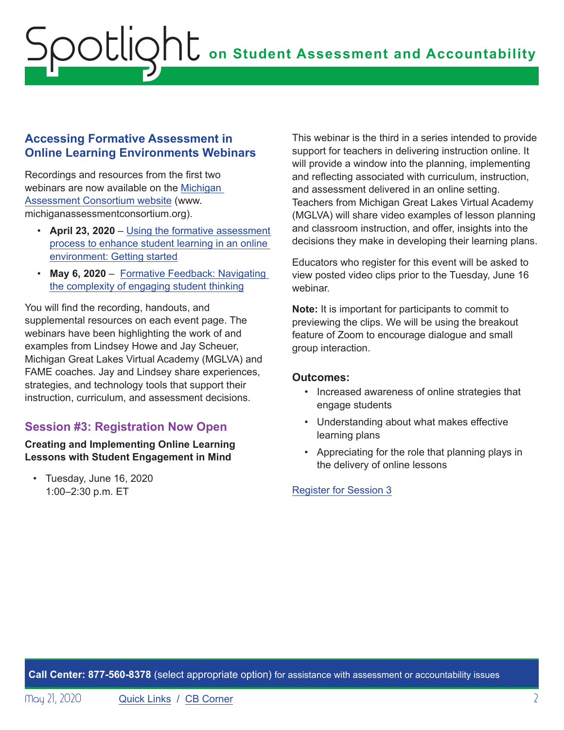## Accessing Formative Assessment in Online Learning Environments Webinars

Recordings and resources from the first two webinars are now available on the Michigan Assessment Consortium website (www.michiganassessmentconsortium.org).

- **April 23, 2020** – Using the formative assessment process to enhance student learning in an online environment: Getting started
- **May 6, 2020** – Formative Feedback: Navigating the complexity of engaging student thinking

You will find the recording, handouts, and supplemental resources on each event page. The webinars have been highlighting the work of and examples from Lindsey Howe and Jay Scheuer, Michigan Great Lakes Virtual Academy (MGLVA) and FAME coaches. Jay and Lindsey share experiences, strategies, and technology tools that support their instruction, curriculum, and assessment decisions.

### Session #3: Registration Now Open

**Creating and Implementing Online Learning Lessons with Student Engagement in Mind**

- Tuesday, June 16, 2020
  1:00–2:30 p.m. ET

This webinar is the third in a series intended to provide support for teachers in delivering instruction online. It will provide a window into the planning, implementing and reflecting associated with curriculum, instruction, and assessment delivered in an online setting. Teachers from Michigan Great Lakes Virtual Academy (MGLVA) will share video examples of lesson planning and classroom instruction, and offer, insights into the decisions they make in developing their learning plans.

Educators who register for this event will be asked to view posted video clips prior to the Tuesday, June 16 webinar.

**Note:** It is important for participants to commit to previewing the clips. We will be using the breakout feature of Zoom to encourage dialogue and small group interaction.

**Outcomes:**

- Increased awareness of online strategies that engage students
- Understanding about what makes effective learning plans
- Appreciating for the role that planning plays in the delivery of online lessons

Register for Session 3

**Call Center: 877-560-8378** (select appropriate option) for assistance with assessment or accountability issues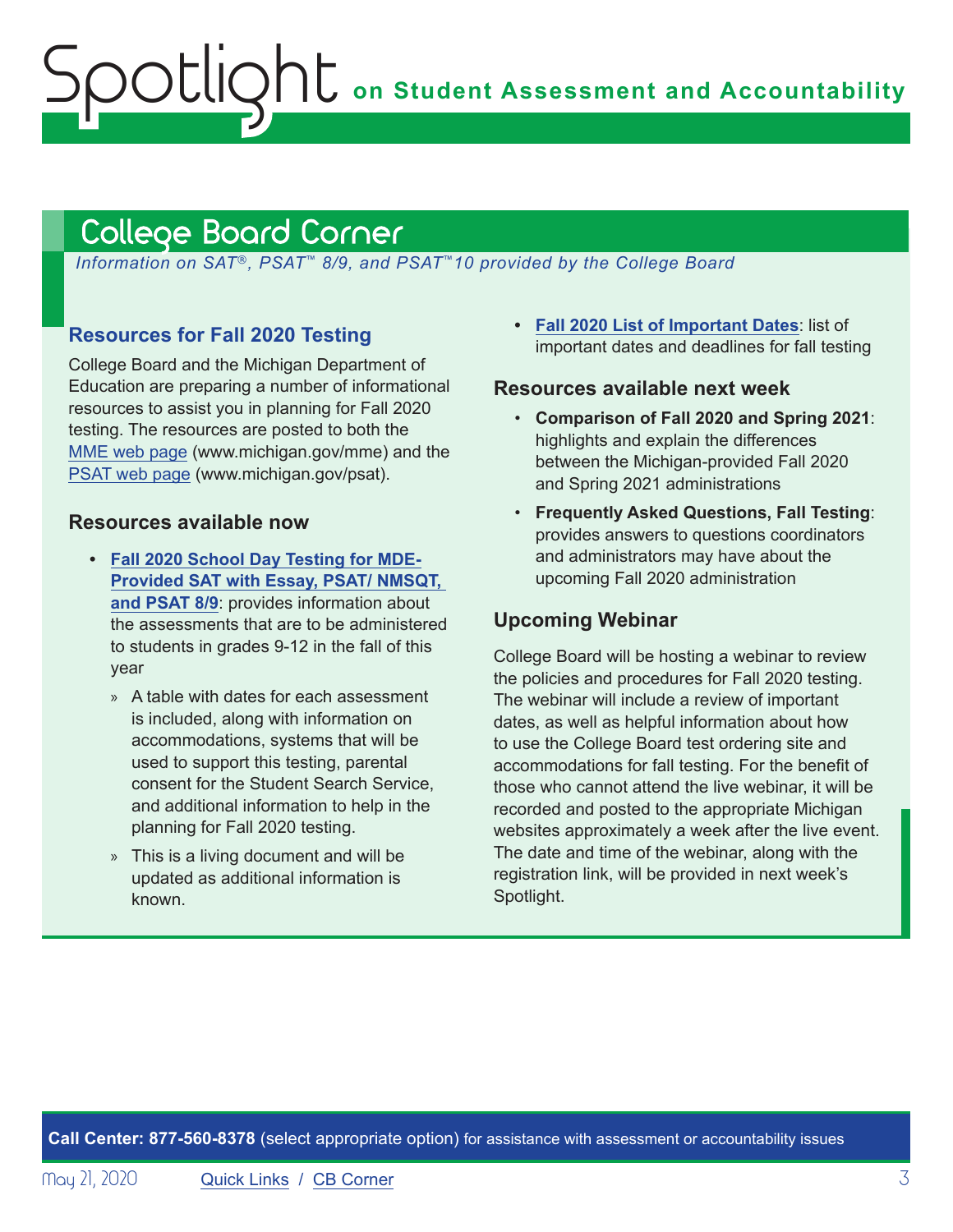# Spotlight on Student Assessment and Accountability

## College Board Corner

*Information on SAT®, PSAT™ 8/9, and PSAT™10 provided by the College Board*

### Resources for Fall 2020 Testing

College Board and the Michigan Department of Education are preparing a number of informational resources to assist you in planning for Fall 2020 testing. The resources are posted to both the MME web page (www.michigan.gov/mme) and the PSAT web page (www.michigan.gov/psat).

#### Resources available now

- **Fall 2020 School Day Testing for MDE-Provided SAT with Essay, PSAT/ NMSQT, and PSAT 8/9**: provides information about the assessments that are to be administered to students in grades 9-12 in the fall of this year
  - A table with dates for each assessment is included, along with information on accommodations, systems that will be used to support this testing, parental consent for the Student Search Service, and additional information to help in the planning for Fall 2020 testing.
  - This is a living document and will be updated as additional information is known.
- **Fall 2020 List of Important Dates**: list of important dates and deadlines for fall testing

#### Resources available next week

- **Comparison of Fall 2020 and Spring 2021**: highlights and explain the differences between the Michigan-provided Fall 2020 and Spring 2021 administrations
- **Frequently Asked Questions, Fall Testing**: provides answers to questions coordinators and administrators may have about the upcoming Fall 2020 administration

### Upcoming Webinar

College Board will be hosting a webinar to review the policies and procedures for Fall 2020 testing. The webinar will include a review of important dates, as well as helpful information about how to use the College Board test ordering site and accommodations for fall testing. For the benefit of those who cannot attend the live webinar, it will be recorded and posted to the appropriate Michigan websites approximately a week after the live event. The date and time of the webinar, along with the registration link, will be provided in next week's Spotlight.

**Call Center: 877-560-8378** (select appropriate option) for assistance with assessment or accountability issues